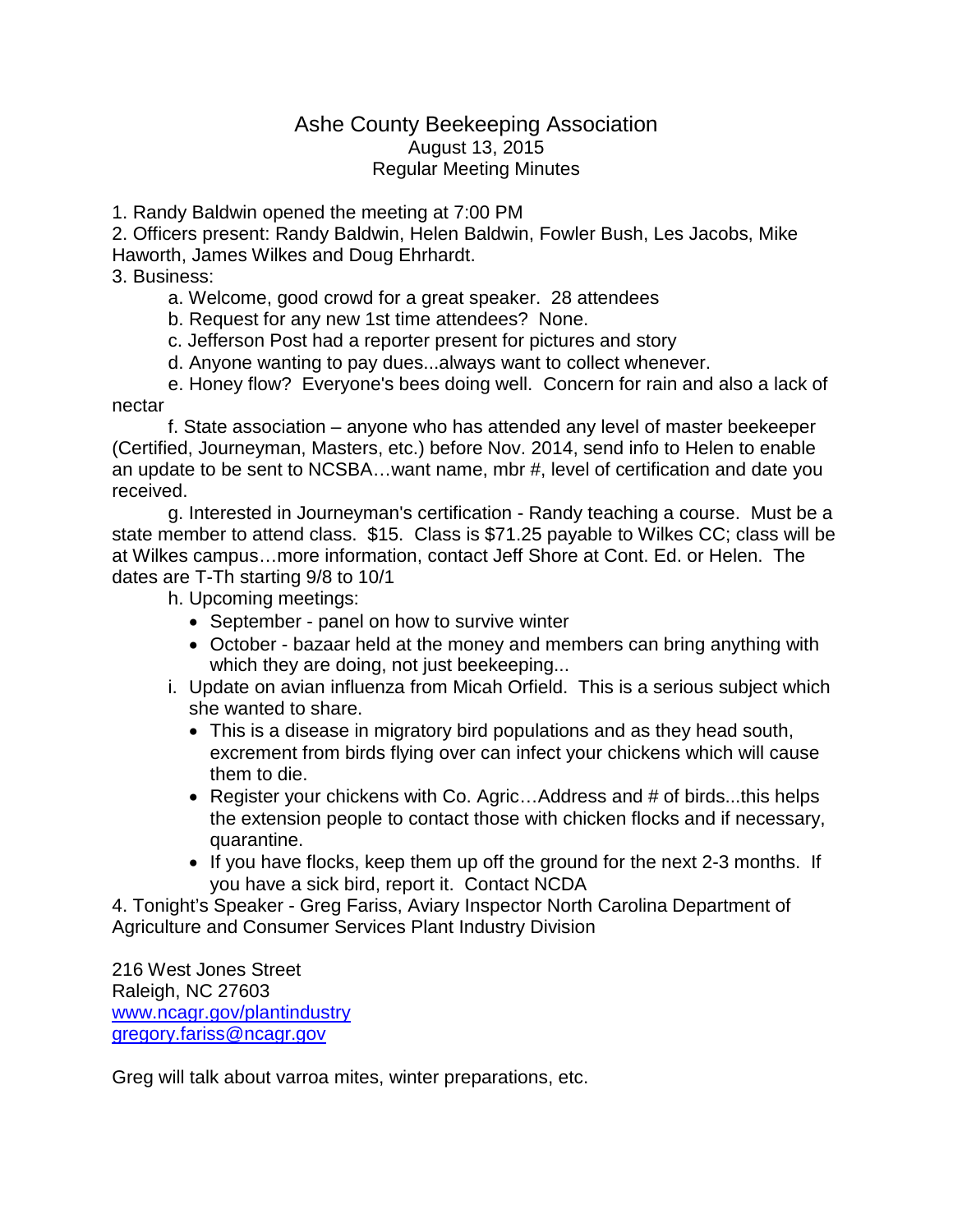# Ashe County Beekeeping Association

August 13, 2015

Regular Meeting Minutes

1. Randy Baldwin opened the meeting at 7:00 PM
2. Officers present: Randy Baldwin, Helen Baldwin, Fowler Bush, Les Jacobs, Mike Haworth, James Wilkes and Doug Ehrhardt.
3. Business:

   a. Welcome, good crowd for a great speaker. 28 attendees

   b. Request for any new 1st time attendees? None.

   c. Jefferson Post had a reporter present for pictures and story

   d. Anyone wanting to pay dues...always want to collect whenever.

   e. Honey flow? Everyone's bees doing well. Concern for rain and also a lack of nectar

   f. State association – anyone who has attended any level of master beekeeper (Certified, Journeyman, Masters, etc.) before Nov. 2014, send info to Helen to enable an update to be sent to NCSBA…want name, mbr #, level of certification and date you received.

   g. Interested in Journeyman's certification - Randy teaching a course. Must be a state member to attend class. $15. Class is $71.25 payable to Wilkes CC; class will be at Wilkes campus…more information, contact Jeff Shore at Cont. Ed. or Helen. The dates are T-Th starting 9/8 to 10/1

   h. Upcoming meetings:
   - September - panel on how to survive winter
   - October - bazaar held at the money and members can bring anything with which they are doing, not just beekeeping...

   i. Update on avian influenza from Micah Orfield. This is a serious subject which she wanted to share.
   - This is a disease in migratory bird populations and as they head south, excrement from birds flying over can infect your chickens which will cause them to die.
   - Register your chickens with Co. Agric…Address and # of birds...this helps the extension people to contact those with chicken flocks and if necessary, quarantine.
   - If you have flocks, keep them up off the ground for the next 2-3 months. If you have a sick bird, report it. Contact NCDA
4. Tonight's Speaker - Greg Fariss, Aviary Inspector North Carolina Department of Agriculture and Consumer Services Plant Industry Division

216 West Jones Street
Raleigh, NC 27603
www.ncagr.gov/plantindustry
gregory.fariss@ncagr.gov

Greg will talk about varroa mites, winter preparations, etc.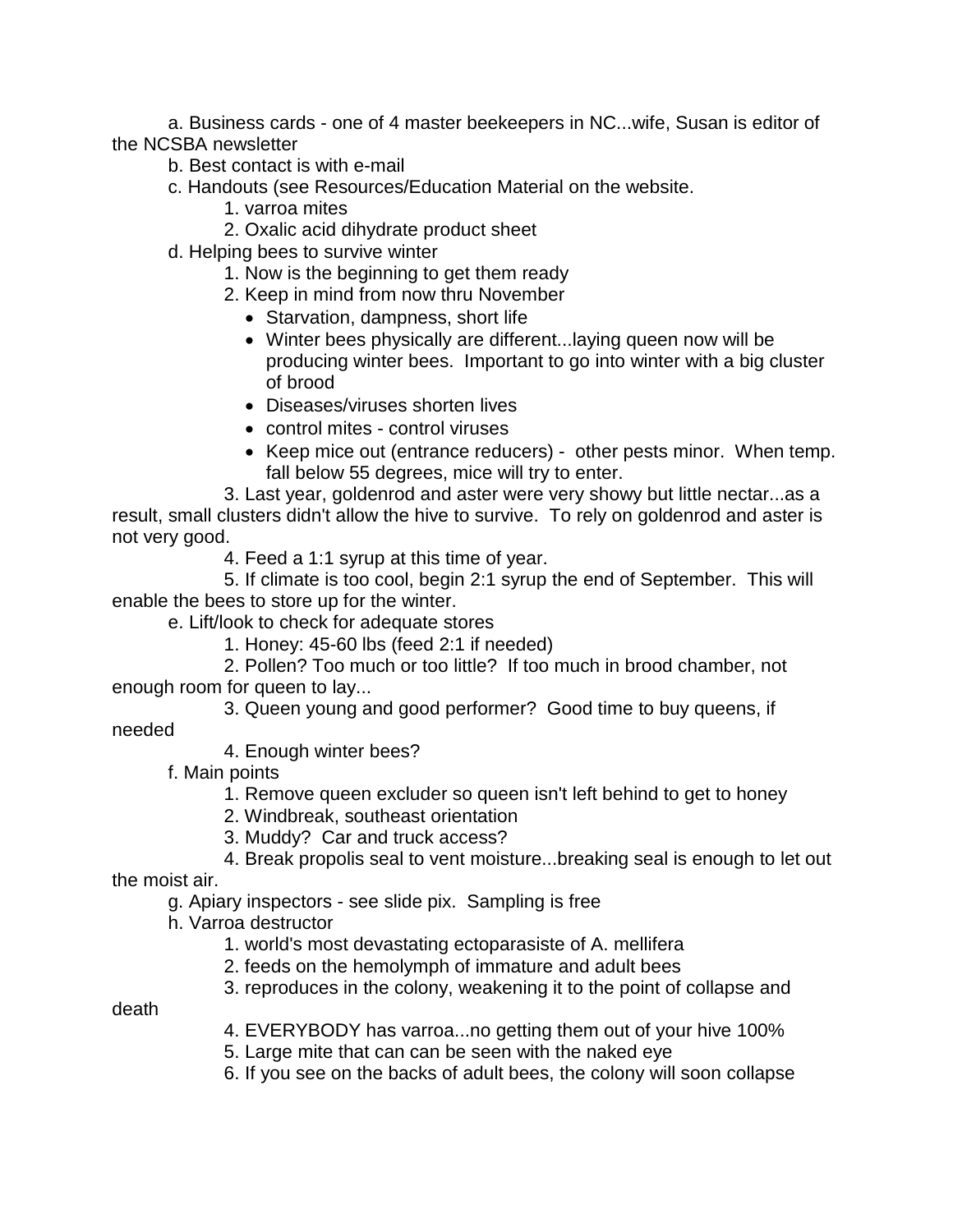a. Business cards - one of 4 master beekeepers in NC...wife, Susan is editor of the NCSBA newsletter

b. Best contact is with e-mail

c. Handouts (see Resources/Education Material on the website.

    1. varroa mites
    2. Oxalic acid dihydrate product sheet

d. Helping bees to survive winter

    1. Now is the beginning to get them ready
    2. Keep in mind from now thru November
        - Starvation, dampness, short life
        - Winter bees physically are different...laying queen now will be producing winter bees. Important to go into winter with a big cluster of brood
        - Diseases/viruses shorten lives
        - control mites - control viruses
        - Keep mice out (entrance reducers) - other pests minor. When temp. fall below 55 degrees, mice will try to enter.
    3. Last year, goldenrod and aster were very showy but little nectar...as a result, small clusters didn't allow the hive to survive. To rely on goldenrod and aster is not very good.
    4. Feed a 1:1 syrup at this time of year.
    5. If climate is too cool, begin 2:1 syrup the end of September. This will enable the bees to store up for the winter.

e. Lift/look to check for adequate stores

    1. Honey: 45-60 lbs (feed 2:1 if needed)
    2. Pollen? Too much or too little? If too much in brood chamber, not enough room for queen to lay...
    3. Queen young and good performer? Good time to buy queens, if needed
    4. Enough winter bees?

f. Main points

    1. Remove queen excluder so queen isn't left behind to get to honey
    2. Windbreak, southeast orientation
    3. Muddy? Car and truck access?
    4. Break propolis seal to vent moisture...breaking seal is enough to let out the moist air.

g. Apiary inspectors - see slide pix. Sampling is free

h. Varroa destructor

    1. world's most devastating ectoparasiste of A. mellifera
    2. feeds on the hemolymph of immature and adult bees
    3. reproduces in the colony, weakening it to the point of collapse and death
    4. EVERYBODY has varroa...no getting them out of your hive 100%
    5. Large mite that can can be seen with the naked eye
    6. If you see on the backs of adult bees, the colony will soon collapse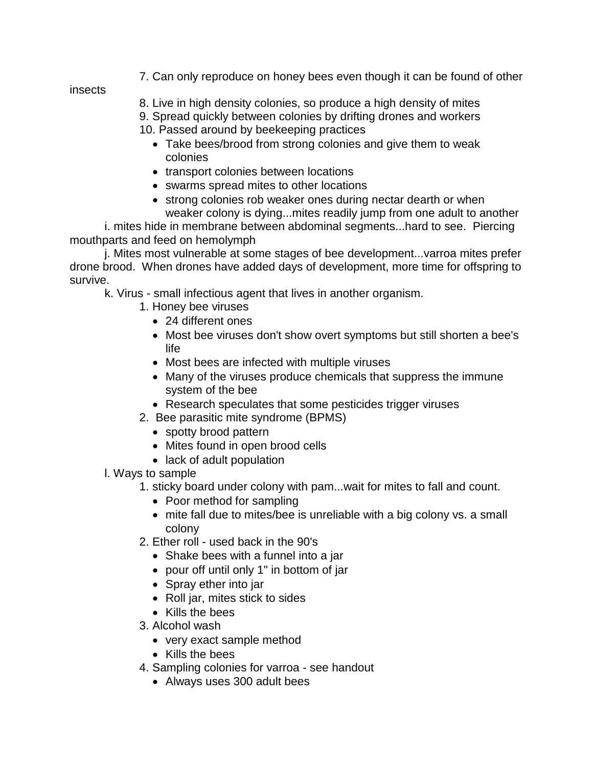7. Can only reproduce on honey bees even though it can be found of other insects
8. Live in high density colonies, so produce a high density of mites
9. Spread quickly between colonies by drifting drones and workers
10. Passed around by beekeeping practices
    - Take bees/brood from strong colonies and give them to weak colonies
    - transport colonies between locations
    - swarms spread mites to other locations
    - strong colonies rob weaker ones during nectar dearth or when weaker colony is dying...mites readily jump from one adult to another

i. mites hide in membrane between abdominal segments...hard to see. Piercing mouthparts and feed on hemolymph

j. Mites most vulnerable at some stages of bee development...varroa mites prefer drone brood. When drones have added days of development, more time for offspring to survive.

k. Virus - small infectious agent that lives in another organism.

1. Honey bee viruses
    - 24 different ones
    - Most bee viruses don't show overt symptoms but still shorten a bee's life
    - Most bees are infected with multiple viruses
    - Many of the viruses produce chemicals that suppress the immune system of the bee
    - Research speculates that some pesticides trigger viruses
2. Bee parasitic mite syndrome (BPMS)
    - spotty brood pattern
    - Mites found in open brood cells
    - lack of adult population

l. Ways to sample

1. sticky board under colony with pam...wait for mites to fall and count.
    - Poor method for sampling
    - mite fall due to mites/bee is unreliable with a big colony vs. a small colony
2. Ether roll - used back in the 90's
    - Shake bees with a funnel into a jar
    - pour off until only 1" in bottom of jar
    - Spray ether into jar
    - Roll jar, mites stick to sides
    - Kills the bees
3. Alcohol wash
    - very exact sample method
    - Kills the bees
4. Sampling colonies for varroa - see handout
    - Always uses 300 adult bees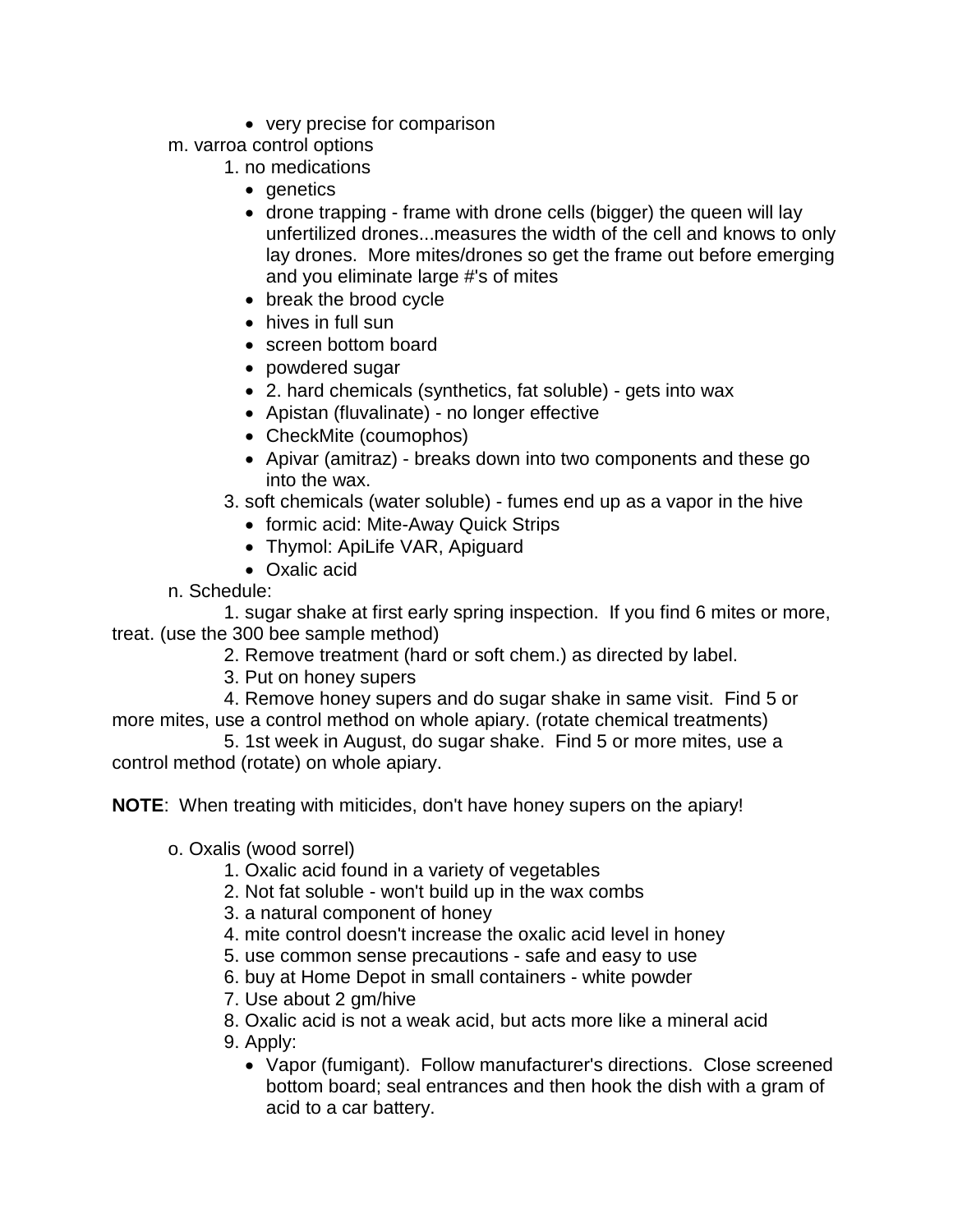- very precise for comparison

m. varroa control options

1. no medications
    - genetics
    - drone trapping - frame with drone cells (bigger) the queen will lay unfertilized drones...measures the width of the cell and knows to only lay drones. More mites/drones so get the frame out before emerging and you eliminate large #'s of mites
    - break the brood cycle
    - hives in full sun
    - screen bottom board
    - powdered sugar
    - 2. hard chemicals (synthetics, fat soluble) - gets into wax
    - Apistan (fluvalinate) - no longer effective
    - CheckMite (coumophos)
    - Apivar (amitraz) - breaks down into two components and these go into the wax.
3. soft chemicals (water soluble) - fumes end up as a vapor in the hive
    - formic acid: Mite-Away Quick Strips
    - Thymol: ApiLife VAR, Apiguard
    - Oxalic acid

n. Schedule:

1. sugar shake at first early spring inspection. If you find 6 mites or more, treat. (use the 300 bee sample method)
2. Remove treatment (hard or soft chem.) as directed by label.
3. Put on honey supers
4. Remove honey supers and do sugar shake in same visit. Find 5 or more mites, use a control method on whole apiary. (rotate chemical treatments)
5. 1st week in August, do sugar shake. Find 5 or more mites, use a control method (rotate) on whole apiary.

**NOTE**: When treating with miticides, don't have honey supers on the apiary!

o. Oxalis (wood sorrel)

1. Oxalic acid found in a variety of vegetables
2. Not fat soluble - won't build up in the wax combs
3. a natural component of honey
4. mite control doesn't increase the oxalic acid level in honey
5. use common sense precautions - safe and easy to use
6. buy at Home Depot in small containers - white powder
7. Use about 2 gm/hive
8. Oxalic acid is not a weak acid, but acts more like a mineral acid
9. Apply:
    - Vapor (fumigant). Follow manufacturer's directions. Close screened bottom board; seal entrances and then hook the dish with a gram of acid to a car battery.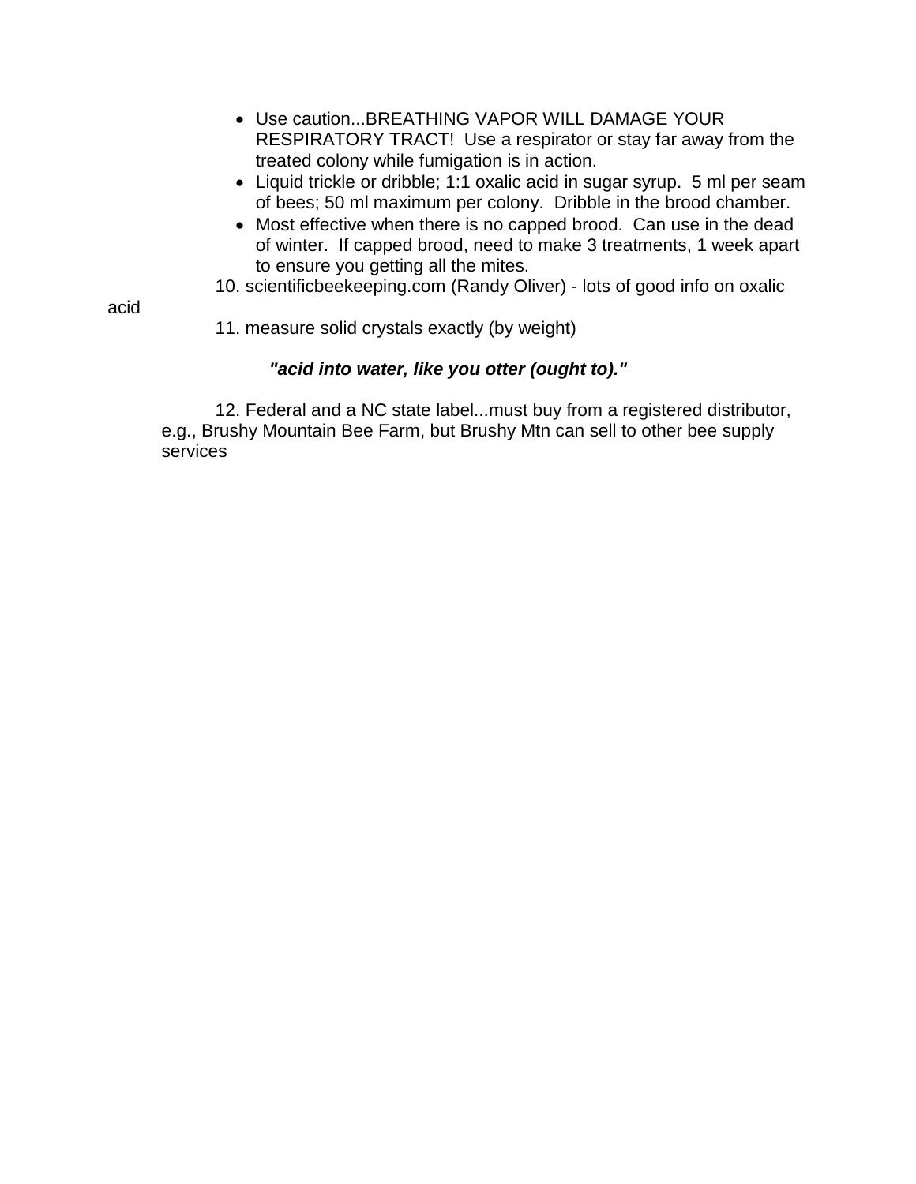- Use caution...BREATHING VAPOR WILL DAMAGE YOUR RESPIRATORY TRACT! Use a respirator or stay far away from the treated colony while fumigation is in action.
- Liquid trickle or dribble; 1:1 oxalic acid in sugar syrup. 5 ml per seam of bees; 50 ml maximum per colony. Dribble in the brood chamber.
- Most effective when there is no capped brood. Can use in the dead of winter. If capped brood, need to make 3 treatments, 1 week apart to ensure you getting all the mites.

10. scientificbeekeeping.com (Randy Oliver) - lots of good info on oxalic acid

11. measure solid crystals exactly (by weight)

***"acid into water, like you otter (ought to)."***

12. Federal and a NC state label...must buy from a registered distributor, e.g., Brushy Mountain Bee Farm, but Brushy Mtn can sell to other bee supply services